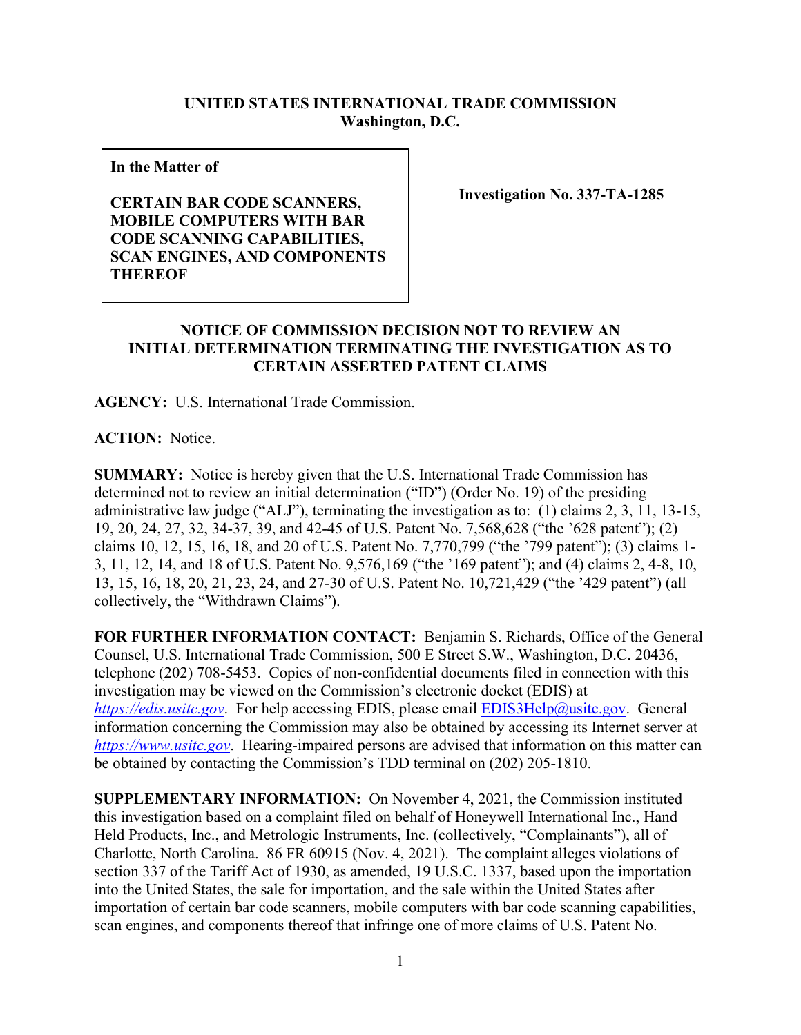**UNITED STATES INTERNATIONAL TRADE COMMISSION**
**Washington, D.C.**

| In the Matter of<br><br>CERTAIN BAR CODE SCANNERS, MOBILE COMPUTERS WITH BAR CODE SCANNING CAPABILITIES, SCAN ENGINES, AND COMPONENTS THEREOF | Investigation No. 337-TA-1285 |
| --- | --- |

## NOTICE OF COMMISSION DECISION NOT TO REVIEW AN INITIAL DETERMINATION TERMINATING THE INVESTIGATION AS TO CERTAIN ASSERTED PATENT CLAIMS

**AGENCY:** U.S. International Trade Commission.

**ACTION:** Notice.

**SUMMARY:** Notice is hereby given that the U.S. International Trade Commission has determined not to review an initial determination ("ID") (Order No. 19) of the presiding administrative law judge ("ALJ"), terminating the investigation as to: (1) claims 2, 3, 11, 13-15, 19, 20, 24, 27, 32, 34-37, 39, and 42-45 of U.S. Patent No. 7,568,628 ("the '628 patent"); (2) claims 10, 12, 15, 16, 18, and 20 of U.S. Patent No. 7,770,799 ("the '799 patent"); (3) claims 1-3, 11, 12, 14, and 18 of U.S. Patent No. 9,576,169 ("the '169 patent"); and (4) claims 2, 4-8, 10, 13, 15, 16, 18, 20, 21, 23, 24, and 27-30 of U.S. Patent No. 10,721,429 ("the '429 patent") (all collectively, the "Withdrawn Claims").

**FOR FURTHER INFORMATION CONTACT:** Benjamin S. Richards, Office of the General Counsel, U.S. International Trade Commission, 500 E Street S.W., Washington, D.C. 20436, telephone (202) 708-5453. Copies of non-confidential documents filed in connection with this investigation may be viewed on the Commission's electronic docket (EDIS) at *https://edis.usitc.gov*. For help accessing EDIS, please email EDIS3Help@usitc.gov. General information concerning the Commission may also be obtained by accessing its Internet server at *https://www.usitc.gov*. Hearing-impaired persons are advised that information on this matter can be obtained by contacting the Commission's TDD terminal on (202) 205-1810.

**SUPPLEMENTARY INFORMATION:** On November 4, 2021, the Commission instituted this investigation based on a complaint filed on behalf of Honeywell International Inc., Hand Held Products, Inc., and Metrologic Instruments, Inc. (collectively, "Complainants"), all of Charlotte, North Carolina. 86 FR 60915 (Nov. 4, 2021). The complaint alleges violations of section 337 of the Tariff Act of 1930, as amended, 19 U.S.C. 1337, based upon the importation into the United States, the sale for importation, and the sale within the United States after importation of certain bar code scanners, mobile computers with bar code scanning capabilities, scan engines, and components thereof that infringe one of more claims of U.S. Patent No.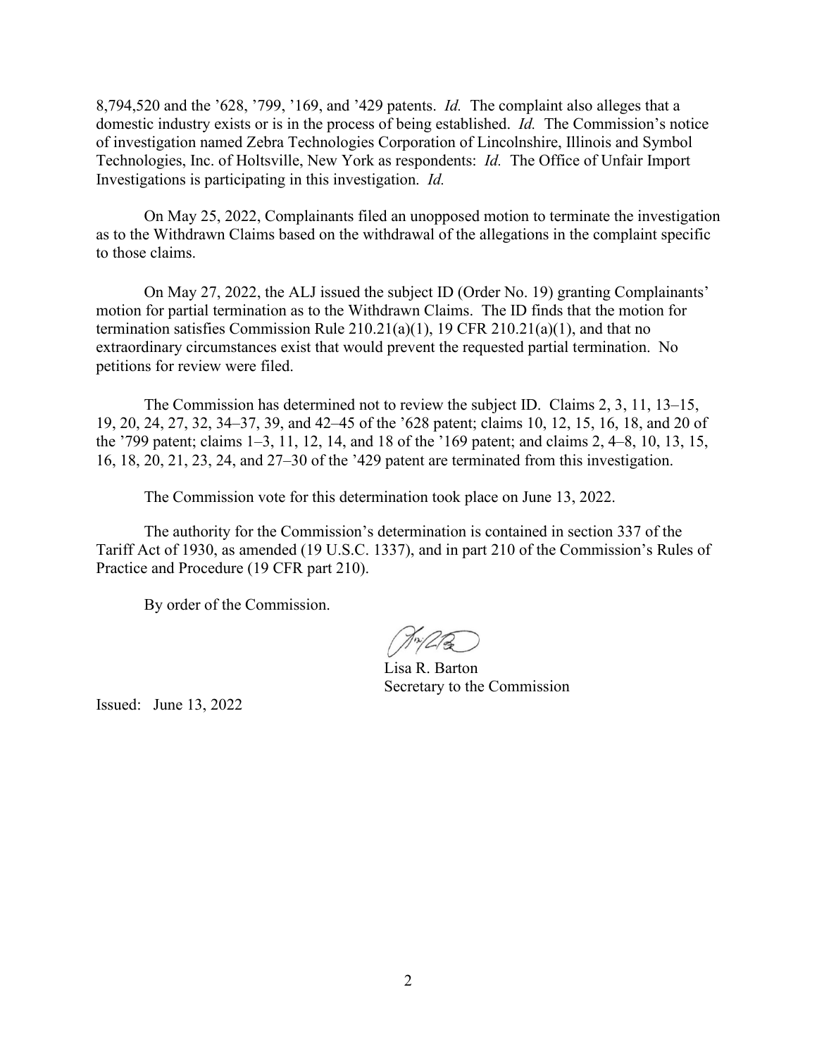8,794,520 and the ’628, ’799, ’169, and ’429 patents. *Id.* The complaint also alleges that a domestic industry exists or is in the process of being established. *Id.* The Commission’s notice of investigation named Zebra Technologies Corporation of Lincolnshire, Illinois and Symbol Technologies, Inc. of Holtsville, New York as respondents: *Id.* The Office of Unfair Import Investigations is participating in this investigation. *Id.*

On May 25, 2022, Complainants filed an unopposed motion to terminate the investigation as to the Withdrawn Claims based on the withdrawal of the allegations in the complaint specific to those claims.

On May 27, 2022, the ALJ issued the subject ID (Order No. 19) granting Complainants’ motion for partial termination as to the Withdrawn Claims. The ID finds that the motion for termination satisfies Commission Rule 210.21(a)(1), 19 CFR 210.21(a)(1), and that no extraordinary circumstances exist that would prevent the requested partial termination. No petitions for review were filed.

The Commission has determined not to review the subject ID. Claims 2, 3, 11, 13–15, 19, 20, 24, 27, 32, 34–37, 39, and 42–45 of the ’628 patent; claims 10, 12, 15, 16, 18, and 20 of the ’799 patent; claims 1–3, 11, 12, 14, and 18 of the ’169 patent; and claims 2, 4–8, 10, 13, 15, 16, 18, 20, 21, 23, 24, and 27–30 of the ’429 patent are terminated from this investigation.

The Commission vote for this determination took place on June 13, 2022.

The authority for the Commission’s determination is contained in section 337 of the Tariff Act of 1930, as amended (19 U.S.C. 1337), and in part 210 of the Commission’s Rules of Practice and Procedure (19 CFR part 210).

By order of the Commission.

Lisa R. Barton
Secretary to the Commission

Issued: June 13, 2022